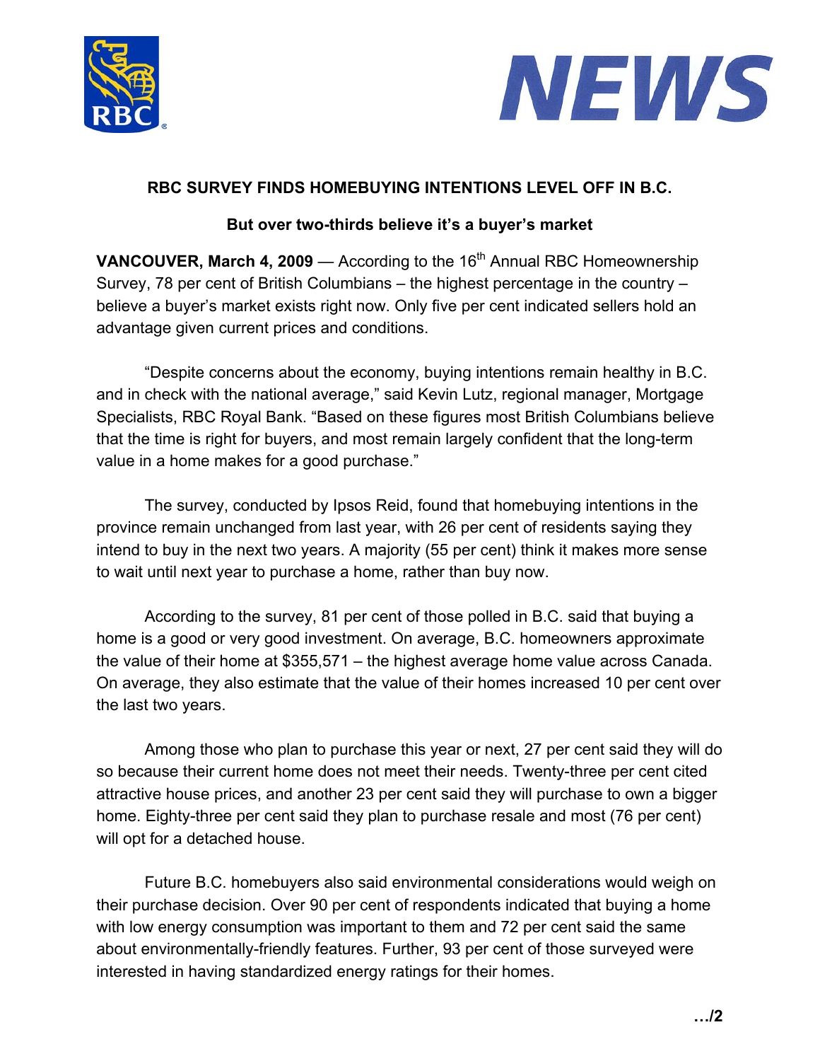**NEWS**

## RBC SURVEY FINDS HOMEBUYING INTENTIONS LEVEL OFF IN B.C.

### But over two-thirds believe it's a buyer's market

**VANCOUVER, March 4, 2009** — According to the 16th Annual RBC Homeownership Survey, 78 per cent of British Columbians – the highest percentage in the country – believe a buyer's market exists right now. Only five per cent indicated sellers hold an advantage given current prices and conditions.

"Despite concerns about the economy, buying intentions remain healthy in B.C. and in check with the national average," said Kevin Lutz, regional manager, Mortgage Specialists, RBC Royal Bank. "Based on these figures most British Columbians believe that the time is right for buyers, and most remain largely confident that the long-term value in a home makes for a good purchase."

The survey, conducted by Ipsos Reid, found that homebuying intentions in the province remain unchanged from last year, with 26 per cent of residents saying they intend to buy in the next two years. A majority (55 per cent) think it makes more sense to wait until next year to purchase a home, rather than buy now.

According to the survey, 81 per cent of those polled in B.C. said that buying a home is a good or very good investment. On average, B.C. homeowners approximate the value of their home at $355,571 – the highest average home value across Canada. On average, they also estimate that the value of their homes increased 10 per cent over the last two years.

Among those who plan to purchase this year or next, 27 per cent said they will do so because their current home does not meet their needs. Twenty-three per cent cited attractive house prices, and another 23 per cent said they will purchase to own a bigger home. Eighty-three per cent said they plan to purchase resale and most (76 per cent) will opt for a detached house.

Future B.C. homebuyers also said environmental considerations would weigh on their purchase decision. Over 90 per cent of respondents indicated that buying a home with low energy consumption was important to them and 72 per cent said the same about environmentally-friendly features. Further, 93 per cent of those surveyed were interested in having standardized energy ratings for their homes.

**.../2**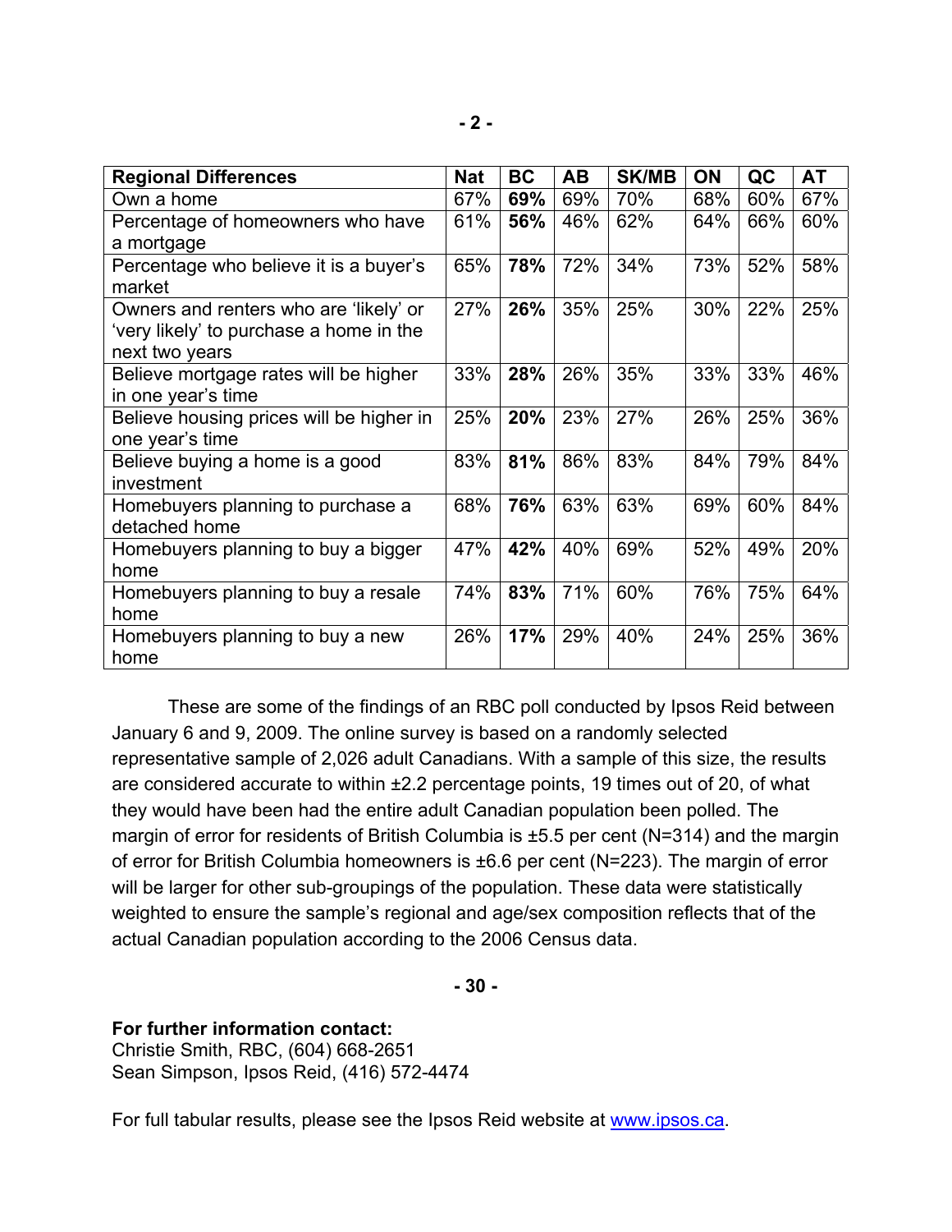| Regional Differences | Nat | BC | AB | SK/MB | ON | QC | AT |
|---|---|---|---|---|---|---|---|
| Own a home | 67% | **69%** | 69% | 70% | 68% | 60% | 67% |
| Percentage of homeowners who have a mortgage | 61% | **56%** | 46% | 62% | 64% | 66% | 60% |
| Percentage who believe it is a buyer's market | 65% | **78%** | 72% | 34% | 73% | 52% | 58% |
| Owners and renters who are 'likely' or 'very likely' to purchase a home in the next two years | 27% | **26%** | 35% | 25% | 30% | 22% | 25% |
| Believe mortgage rates will be higher in one year's time | 33% | **28%** | 26% | 35% | 33% | 33% | 46% |
| Believe housing prices will be higher in one year's time | 25% | **20%** | 23% | 27% | 26% | 25% | 36% |
| Believe buying a home is a good investment | 83% | **81%** | 86% | 83% | 84% | 79% | 84% |
| Homebuyers planning to purchase a detached home | 68% | **76%** | 63% | 63% | 69% | 60% | 84% |
| Homebuyers planning to buy a bigger home | 47% | **42%** | 40% | 69% | 52% | 49% | 20% |
| Homebuyers planning to buy a resale home | 74% | **83%** | 71% | 60% | 76% | 75% | 64% |
| Homebuyers planning to buy a new home | 26% | **17%** | 29% | 40% | 24% | 25% | 36% |

These are some of the findings of an RBC poll conducted by Ipsos Reid between January 6 and 9, 2009. The online survey is based on a randomly selected representative sample of 2,026 adult Canadians. With a sample of this size, the results are considered accurate to within ±2.2 percentage points, 19 times out of 20, of what they would have been had the entire adult Canadian population been polled. The margin of error for residents of British Columbia is ±5.5 per cent (N=314) and the margin of error for British Columbia homeowners is ±6.6 per cent (N=223). The margin of error will be larger for other sub-groupings of the population. These data were statistically weighted to ensure the sample's regional and age/sex composition reflects that of the actual Canadian population according to the 2006 Census data.

**- 30 -**

**For further information contact:**
Christie Smith, RBC, (604) 668-2651
Sean Simpson, Ipsos Reid, (416) 572-4474

For full tabular results, please see the Ipsos Reid website at [www.ipsos.ca](http://www.ipsos.ca).